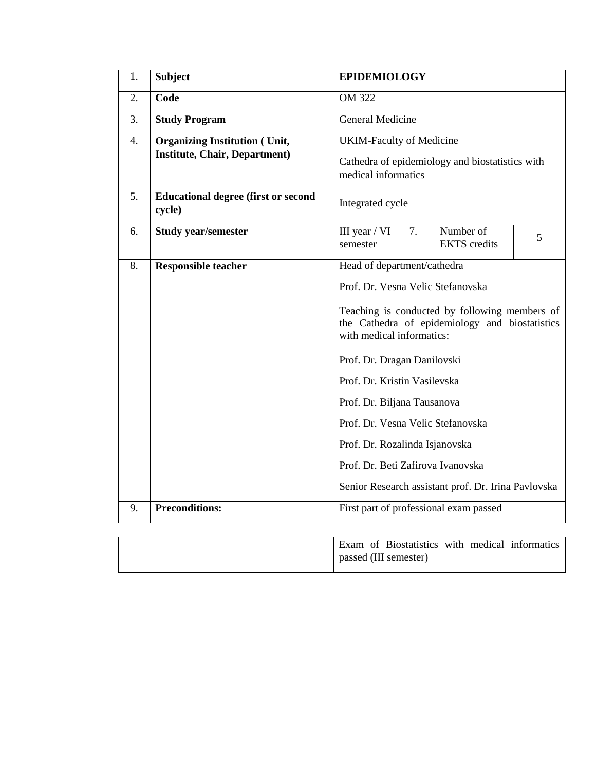| 1. | **Subject** | **EPIDEMIOLOGY** | | | |
|---|---|---|---|---|---|
| 2. | **Code** | OM 322 | | | |
| 3. | **Study Program** | General Medicine | | | |
| 4. | **Organizing Institution ( Unit, Institute, Chair, Department)** | UKIM-Faculty of Medicine<br><br>Cathedra of epidemiology and biostatistics with medical informatics | | | |
| 5. | **Educational degree (first or second cycle)** | Integrated cycle | | | |
| 6. | **Study year/semester** | III year / VI semester | 7. | Number of EKTS credits | 5 |
| 8. | **Responsible teacher** | Head of department/cathedra<br><br>Prof. Dr. Vesna Velic Stefanovska<br><br>Teaching is conducted by following members of the Cathedra of epidemiology and biostatistics with medical informatics:<br><br>Prof. Dr. Dragan Danilovski<br><br>Prof. Dr. Kristin Vasilevska<br><br>Prof. Dr. Biljana Tausanova<br><br>Prof. Dr. Vesna Velic Stefanovska<br><br>Prof. Dr. Rozalinda Isjanovska<br><br>Prof. Dr. Beti Zafirova Ivanovska<br><br>Senior Research assistant prof. Dr. Irina Pavlovska | | | |
| 9. | **Preconditions:** | First part of professional exam passed | | | |
| | | Exam of Biostatistics with medical informatics passed (III semester) | | | |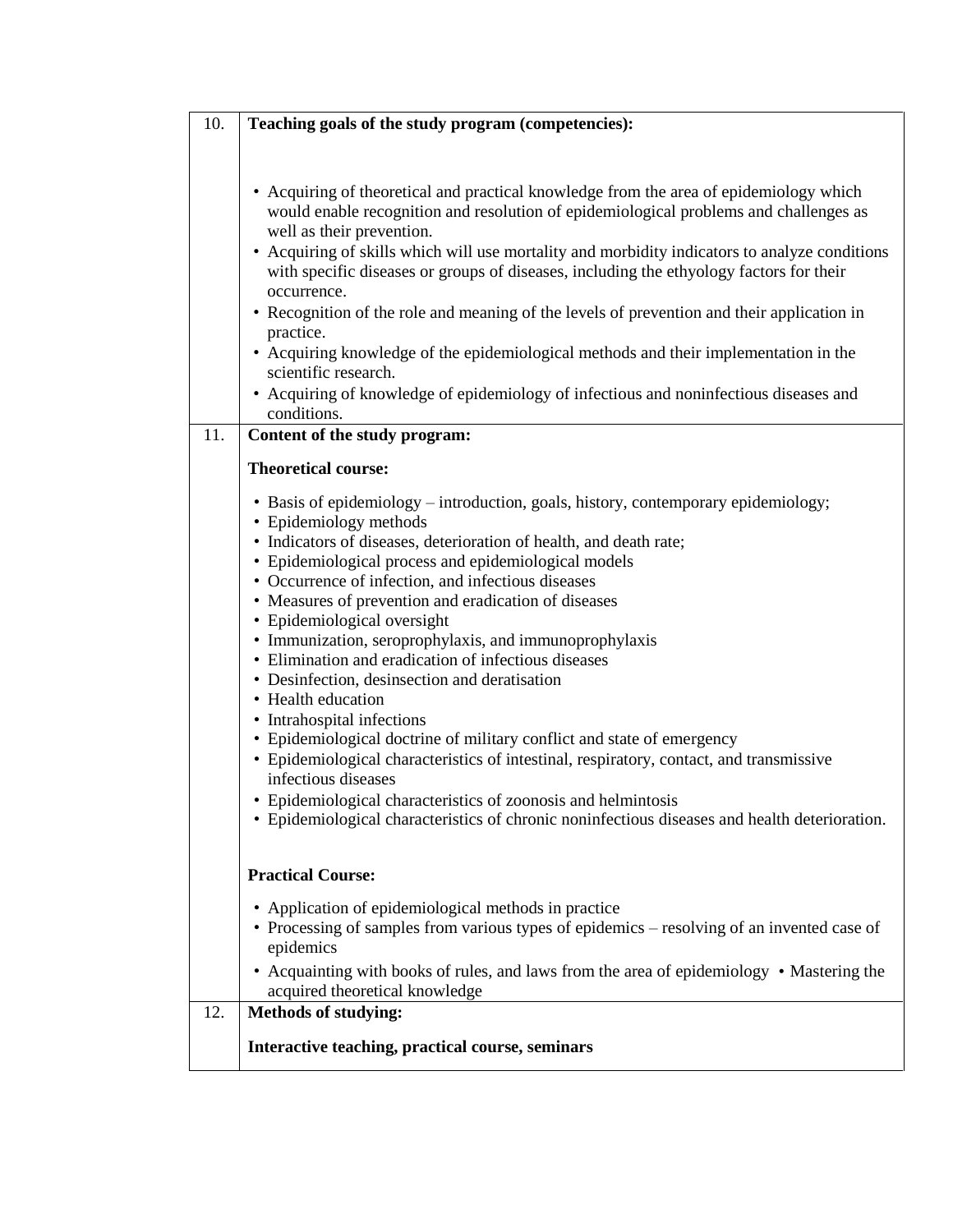| 10. | **Teaching goals of the study program (competencies):** |
|---|---|
| | • Acquiring of theoretical and practical knowledge from the area of epidemiology which would enable recognition and resolution of epidemiological problems and challenges as well as their prevention.<br>• Acquiring of skills which will use mortality and morbidity indicators to analyze conditions with specific diseases or groups of diseases, including the ethyology factors for their occurrence.<br>• Recognition of the role and meaning of the levels of prevention and their application in practice.<br>• Acquiring knowledge of the epidemiological methods and their implementation in the scientific research.<br>• Acquiring of knowledge of epidemiology of infectious and noninfectious diseases and conditions. |
| 11. | **Content of the study program:**<br><br>**Theoretical course:**<br><br>• Basis of epidemiology – introduction, goals, history, contemporary epidemiology;<br>• Epidemiology methods<br>• Indicators of diseases, deterioration of health, and death rate;<br>• Epidemiological process and epidemiological models<br>• Occurrence of infection, and infectious diseases<br>• Measures of prevention and eradication of diseases<br>• Epidemiological oversight<br>• Immunization, seroprophylaxis, and immunoprophylaxis<br>• Elimination and eradication of infectious diseases<br>• Desinfection, desinsection and deratisation<br>• Health education<br>• Intrahospital infections<br>• Epidemiological doctrine of military conflict and state of emergency<br>• Epidemiological characteristics of intestinal, respiratory, contact, and transmissive infectious diseases<br>• Epidemiological characteristics of zoonosis and helmintosis<br>• Epidemiological characteristics of chronic noninfectious diseases and health deterioration.<br><br>**Practical Course:**<br><br>• Application of epidemiological methods in practice<br>• Processing of samples from various types of epidemics – resolving of an invented case of epidemics<br>• Acquainting with books of rules, and laws from the area of epidemiology • Mastering the acquired theoretical knowledge |
| 12. | **Methods of studying:**<br><br>**Interactive teaching, practical course, seminars** |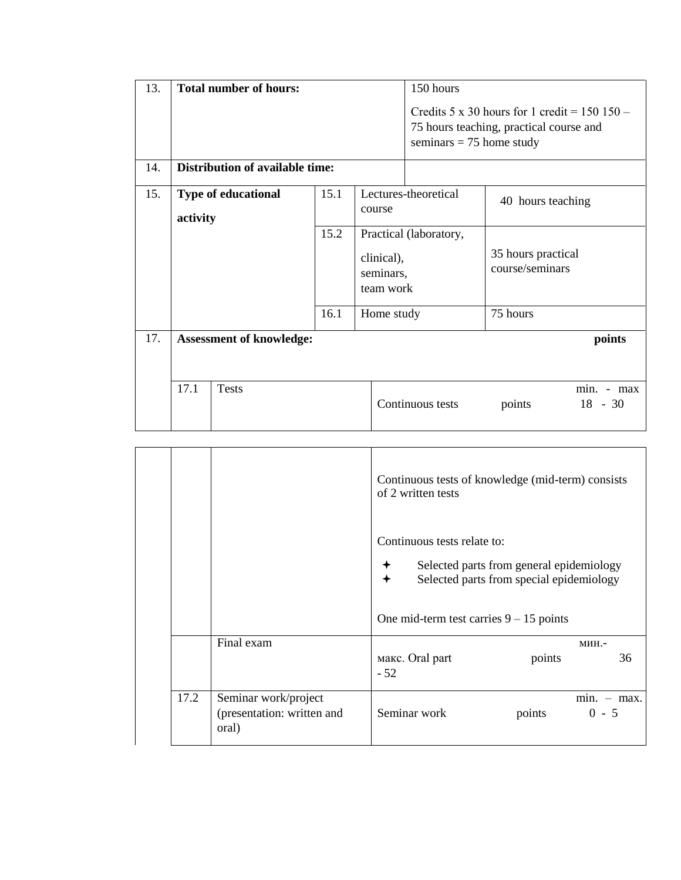| 13. | **Total number of hours:** | | | 150 hours<br><br>Credits 5 x 30 hours for 1 credit = 150 150 – 75 hours teaching, practical course and seminars = 75 home study |
|---|---|---|---|---|
| 14. | **Distribution of available time:** | | | |
| 15. | **Type of educational activity** | 15.1 | Lectures-theoretical course | 40 hours teaching |
| | | 15.2 | Practical (laboratory, clinical), seminars, team work | 35 hours practical course/seminars |
| | | 16.1 | Home study | 75 hours |

| 17. | **Assessment of knowledge:** | | **points** |
|---|---|---|---|
| | 17.1 | Tests | Continuous tests points min. - max 18 - 30 |
| | | | Continuous tests of knowledge (mid-term) consists of 2 written tests<br><br>Continuous tests relate to:<br>✦ Selected parts from general epidemiology<br>✦ Selected parts from special epidemiology<br><br>One mid-term test carries 9 – 15 points |
| | | Final exam | мин.-макс. Oral part points 36 - 52 |
| | 17.2 | Seminar work/project (presentation: written and oral) | Seminar work points min. – max. 0 - 5 |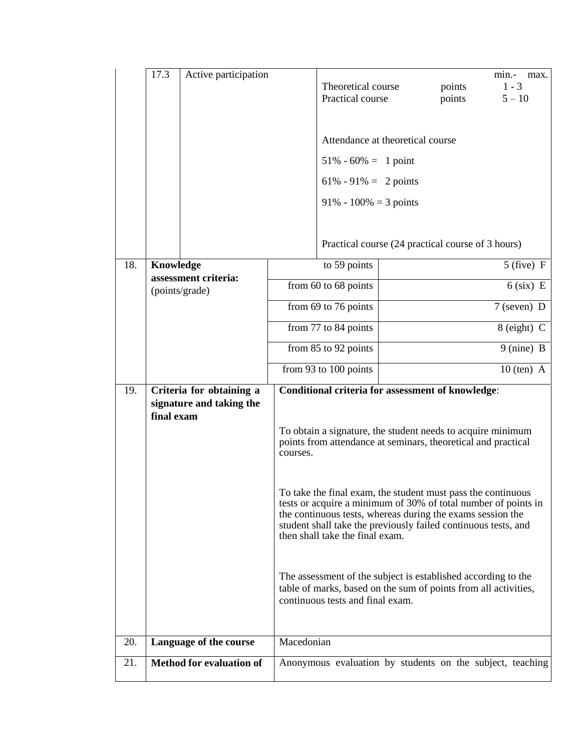| | | | |
|---|---|---|---|
| | 17.3 | Active participation | min.- max.<br>Theoretical course points 1 - 3<br>Practical course points 5 – 10<br><br>Attendance at theoretical course<br>51% - 60% = 1 point<br>61% - 91% = 2 points<br>91% - 100% = 3 points<br><br>Practical course (24 practical course of 3 hours) |

| | | | |
|---|---|---|---|
| 18. | **Knowledge assessment criteria:** (points/grade) | to 59 points | 5 (five) F |
| | | from 60 to 68 points | 6 (six) E |
| | | from 69 to 76 points | 7 (seven) D |
| | | from 77 to 84 points | 8 (eight) C |
| | | from 85 to 92 points | 9 (nine) B |
| | | from 93 to 100 points | 10 (ten) A |

| | | |
|---|---|---|
| 19. | **Criteria for obtaining a signature and taking the final exam** | **Conditional criteria for assessment of knowledge**:<br><br>To obtain a signature, the student needs to acquire minimum points from attendance at seminars, theoretical and practical courses.<br><br>To take the final exam, the student must pass the continuous tests or acquire a minimum of 30% of total number of points in the continuous tests, whereas during the exams session the student shall take the previously failed continuous tests, and then shall take the final exam.<br><br>The assessment of the subject is established according to the table of marks, based on the sum of points from all activities, continuous tests and final exam. |
| 20. | **Language of the course** | Macedonian |
| 21. | **Method for evaluation of** | Anonymous evaluation by students on the subject, teaching |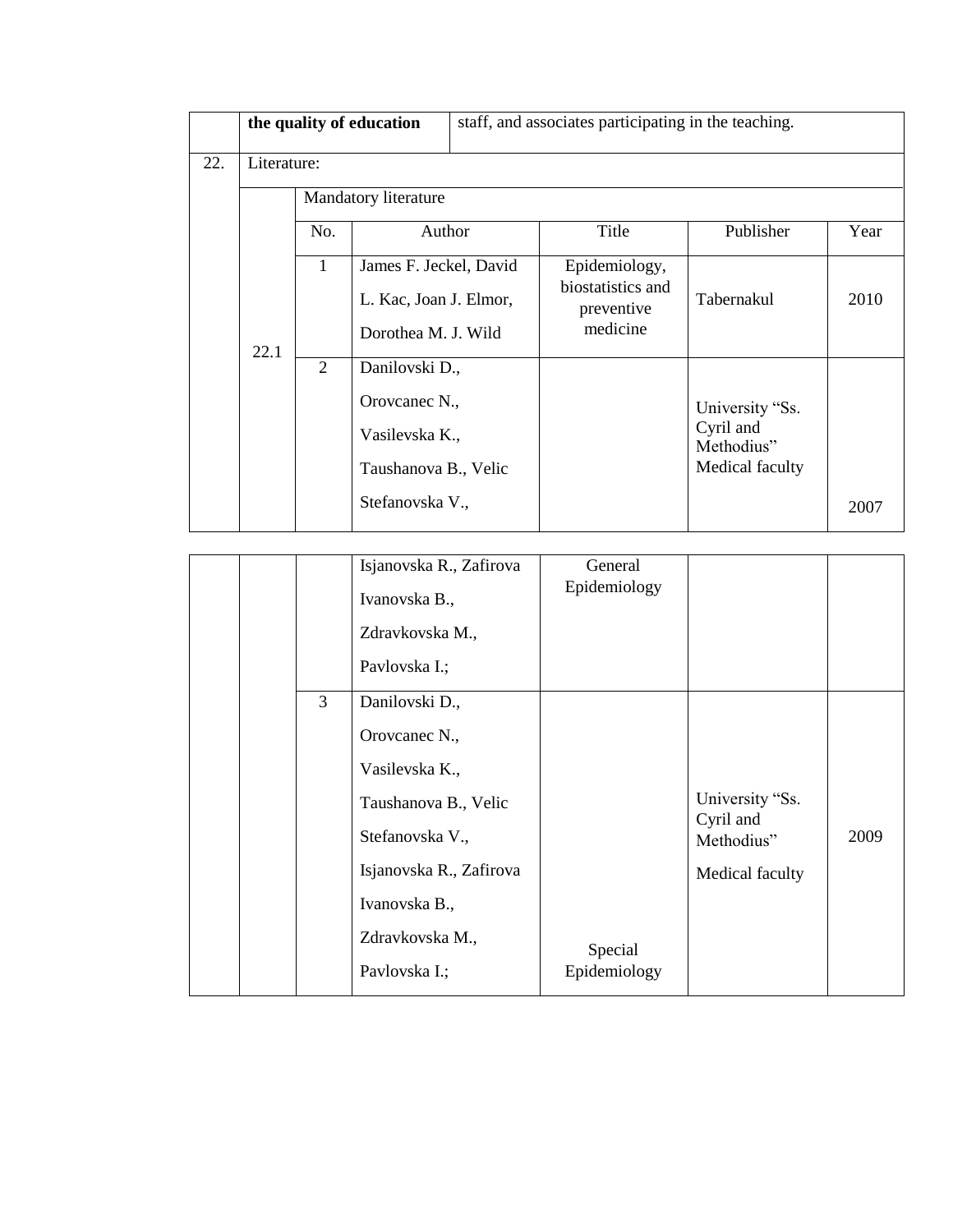| | | |
|---|---|---|
| | **the quality of education** | staff, and associates participating in the teaching. |

| | | | | | | |
|---|---|---|---|---|---|---|
| 22. | Literature: | | | | | |
| | 22.1 | Mandatory literature | | | | |
| | | No. | Author | Title | Publisher | Year |
| | | 1 | James F. Jeckel, David L. Kac, Joan J. Elmor, Dorothea M. J. Wild | Epidemiology, biostatistics and preventive medicine | Tabernakul | 2010 |
| | | 2 | Danilovski D., Orovcanec N., Vasilevska K., Taushanova B., Velic Stefanovska V., Isjanovska R., Zafirova Ivanovska B., Zdravkovska M., Pavlovska I.; | General Epidemiology | University “Ss. Cyril and Methodius” Medical faculty | 2007 |
| | | 3 | Danilovski D., Orovcanec N., Vasilevska K., Taushanova B., Velic Stefanovska V., Isjanovska R., Zafirova Ivanovska B., Zdravkovska M., Pavlovska I.; | Special Epidemiology | University “Ss. Cyril and Methodius” Medical faculty | 2009 |